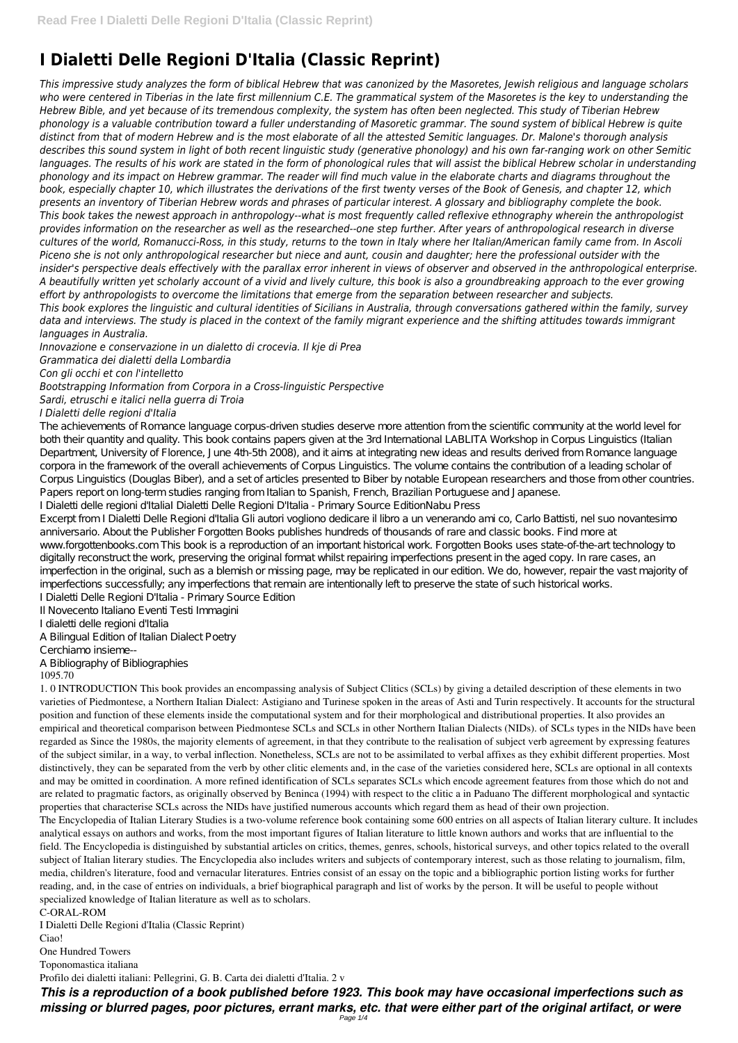# I Dialetti Delle Regioni D'Italia (Classic Reprint)

*This impressive study analyzes the form of biblical Hebrew that was canonized by the Masoretes, Jewish religious and language scholars who were centered in Tiberias in the late first millennium C.E. The grammatical system of the Masoretes is the key to understanding the Hebrew Bible, and yet because of its tremendous complexity, the system has often been neglected. This study of Tiberian Hebrew phonology is a valuable contribution toward a fuller understanding of Masoretic grammar. The sound system of biblical Hebrew is quite distinct from that of modern Hebrew and is the most elaborate of all the attested Semitic languages. Dr. Malone's thorough analysis describes this sound system in light of both recent linguistic study (generative phonology) and his own far-ranging work on other Semitic languages. The results of his work are stated in the form of phonological rules that will assist the biblical Hebrew scholar in understanding phonology and its impact on Hebrew grammar. The reader will find much value in the elaborate charts and diagrams throughout the book, especially chapter 10, which illustrates the derivations of the first twenty verses of the Book of Genesis, and chapter 12, which presents an inventory of Tiberian Hebrew words and phrases of particular interest. A glossary and bibliography complete the book.*

*This book takes the newest approach in anthropology--what is most frequently called reflexive ethnography wherein the anthropologist provides information on the researcher as well as the researched--one step further. After years of anthropological research in diverse cultures of the world, Romanucci-Ross, in this study, returns to the town in Italy where her Italian/American family came from. In Ascoli Piceno she is not only anthropological researcher but niece and aunt, cousin and daughter; here the professional outsider with the insider's perspective deals effectively with the parallax error inherent in views of observer and observed in the anthropological enterprise. A beautifully written yet scholarly account of a vivid and lively culture, this book is also a groundbreaking approach to the ever growing effort by anthropologists to overcome the limitations that emerge from the separation between researcher and subjects.*

*This book explores the linguistic and cultural identities of Sicilians in Australia, through conversations gathered within the family, survey data and interviews. The study is placed in the context of the family migrant experience and the shifting attitudes towards immigrant languages in Australia.*

*Innovazione e conservazione in un dialetto di crocevia. Il kje di Prea*

*Grammatica dei dialetti della Lombardia*

*Con gli occhi et con l'intelletto*

*Bootstrapping Information from Corpora in a Cross-linguistic Perspective*

*Sardi, etruschi e italici nella guerra di Troia*

*I Dialetti delle regioni d'Italia*

The achievements of Romance language corpus-driven studies deserve more attention from the scientific community at the world level for both their quantity and quality. This book contains papers given at the 3rd International LABLITA Workshop in Corpus Linguistics (Italian Department, University of Florence, June 4th-5th 2008), and it aims at integrating new ideas and results derived from Romance language corpora in the framework of the overall achievements of Corpus Linguistics. The volume contains the contribution of a leading scholar of Corpus Linguistics (Douglas Biber), and a set of articles presented to Biber by notable European researchers and those from other countries. Papers report on long-term studies ranging from Italian to Spanish, French, Brazilian Portuguese and Japanese.

I Dialetti delle regioni d'ItaliaI Dialetti Delle Regioni D'Italia - Primary Source EditionNabu Press

Excerpt from I Dialetti Delle Regioni d'Italia Gli autori vogliono dedicare il libro a un venerando ami co, Carlo Battisti, nel suo novantesimo anniversario. About the Publisher Forgotten Books publishes hundreds of thousands of rare and classic books. Find more at www.forgottenbooks.com This book is a reproduction of an important historical work. Forgotten Books uses state-of-the-art technology to digitally reconstruct the work, preserving the original format whilst repairing imperfections present in the aged copy. In rare cases, an imperfection in the original, such as a blemish or missing page, may be replicated in our edition. We do, however, repair the vast majority of imperfections successfully; any imperfections that remain are intentionally left to preserve the state of such historical works.

I Dialetti Delle Regioni D'Italia - Primary Source Edition

Il Novecento Italiano Eventi Testi Immagini

I dialetti delle regioni d'Italia

A Bilingual Edition of Italian Dialect Poetry

Cerchiamo insieme--

A Bibliography of Bibliographies

1095.70

1. 0 INTRODUCTION This book provides an encompassing analysis of Subject Clitics (SCLs) by giving a detailed description of these elements in two varieties of Piedmontese, a Northern Italian Dialect: Astigiano and Turinese spoken in the areas of Asti and Turin respectively. It accounts for the structural position and function of these elements inside the computational system and for their morphological and distributional properties. It also provides an empirical and theoretical comparison between Piedmontese SCLs and SCLs in other Northern Italian Dialects (NIDs). of SCLs types in the NIDs have been regarded as Since the 1980s, the majority elements of agreement, in that they contribute to the realisation of subject verb agreement by expressing features of the subject similar, in a way, to verbal inflection. Nonetheless, SCLs are not to be assimilated to verbal affixes as they exhibit different properties. Most distinctively, they can be separated from the verb by other clitic elements and, in the case of the varieties considered here, SCLs are optional in all contexts and may be omitted in coordination. A more refined identification of SCLs separates SCLs which encode agreement features from those which do not and are related to pragmatic factors, as originally observed by Beninca (1994) with respect to the clitic a in Paduano The different morphological and syntactic properties that characterise SCLs across the NIDs have justified numerous accounts which regard them as head of their own projection.

The Encyclopedia of Italian Literary Studies is a two-volume reference book containing some 600 entries on all aspects of Italian literary culture. It includes analytical essays on authors and works, from the most important figures of Italian literature to little known authors and works that are influential to the field. The Encyclopedia is distinguished by substantial articles on critics, themes, genres, schools, historical surveys, and other topics related to the overall subject of Italian literary studies. The Encyclopedia also includes writers and subjects of contemporary interest, such as those relating to journalism, film, media, children's literature, food and vernacular literatures. Entries consist of an essay on the topic and a bibliographic portion listing works for further reading, and, in the case of entries on individuals, a brief biographical paragraph and list of works by the person. It will be useful to people without specialized knowledge of Italian literature as well as to scholars.

C-ORAL-ROM

I Dialetti Delle Regioni d'Italia (Classic Reprint)

Ciao!

One Hundred Towers

Toponomastica italiana

Profilo dei dialetti italiani: Pellegrini, G. B. Carta dei dialetti d'Italia. 2 v

***This is a reproduction of a book published before 1923. This book may have occasional imperfections such as missing or blurred pages, poor pictures, errant marks, etc. that were either part of the original artifact, or were***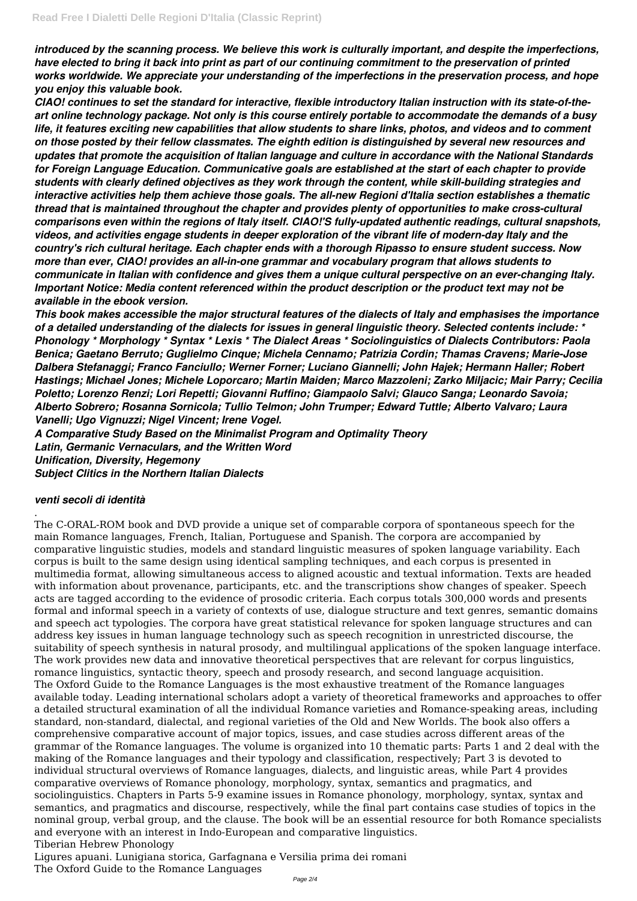*introduced by the scanning process. We believe this work is culturally important, and despite the imperfections, have elected to bring it back into print as part of our continuing commitment to the preservation of printed works worldwide. We appreciate your understanding of the imperfections in the preservation process, and hope you enjoy this valuable book.*

***CIAO! continues to set the standard for interactive, flexible introductory Italian instruction with its state-of-the-art online technology package. Not only is this course entirely portable to accommodate the demands of a busy life, it features exciting new capabilities that allow students to share links, photos, and videos and to comment on those posted by their fellow classmates. The eighth edition is distinguished by several new resources and updates that promote the acquisition of Italian language and culture in accordance with the National Standards for Foreign Language Education. Communicative goals are established at the start of each chapter to provide students with clearly defined objectives as they work through the content, while skill-building strategies and interactive activities help them achieve those goals. The all-new Regioni d'Italia section establishes a thematic thread that is maintained throughout the chapter and provides plenty of opportunities to make cross-cultural comparisons even within the regions of Italy itself. CIAO!'S fully-updated authentic readings, cultural snapshots, videos, and activities engage students in deeper exploration of the vibrant life of modern-day Italy and the country's rich cultural heritage. Each chapter ends with a thorough Ripasso to ensure student success. Now more than ever, CIAO! provides an all-in-one grammar and vocabulary program that allows students to communicate in Italian with confidence and gives them a unique cultural perspective on an ever-changing Italy. Important Notice: Media content referenced within the product description or the product text may not be available in the ebook version.***

***This book makes accessible the major structural features of the dialects of Italy and emphasises the importance of a detailed understanding of the dialects for issues in general linguistic theory. Selected contents include: * Phonology * Morphology * Syntax * Lexis * The Dialect Areas * Sociolinguistics of Dialects Contributors: Paola Benica; Gaetano Berruto; Guglielmo Cinque; Michela Cennamo; Patrizia Cordin; Thamas Cravens; Marie-Jose Dalbera Stefanaggi; Franco Fanciullo; Werner Forner; Luciano Giannelli; John Hajek; Hermann Haller; Robert Hastings; Michael Jones; Michele Loporcaro; Martin Maiden; Marco Mazzoleni; Zarko Miljacic; Mair Parry; Cecilia Poletto; Lorenzo Renzi; Lori Repetti; Giovanni Ruffino; Giampaolo Salvi; Glauco Sanga; Leonardo Savoia; Alberto Sobrero; Rosanna Sornicola; Tullio Telmon; John Trumper; Edward Tuttle; Alberto Valvaro; Laura Vanelli; Ugo Vignuzzi; Nigel Vincent; Irene Vogel.***

***A Comparative Study Based on the Minimalist Program and Optimality Theory***
***Latin, Germanic Vernaculars, and the Written Word***
***Unification, Diversity, Hegemony***
***Subject Clitics in the Northern Italian Dialects***

***venti secoli di identità***

.

The C-ORAL-ROM book and DVD provide a unique set of comparable corpora of spontaneous speech for the main Romance languages, French, Italian, Portuguese and Spanish. The corpora are accompanied by comparative linguistic studies, models and standard linguistic measures of spoken language variability. Each corpus is built to the same design using identical sampling techniques, and each corpus is presented in multimedia format, allowing simultaneous access to aligned acoustic and textual information. Texts are headed with information about provenance, participants, etc. and the transcriptions show changes of speaker. Speech acts are tagged according to the evidence of prosodic criteria. Each corpus totals 300,000 words and presents formal and informal speech in a variety of contexts of use, dialogue structure and text genres, semantic domains and speech act typologies. The corpora have great statistical relevance for spoken language structures and can address key issues in human language technology such as speech recognition in unrestricted discourse, the suitability of speech synthesis in natural prosody, and multilingual applications of the spoken language interface. The work provides new data and innovative theoretical perspectives that are relevant for corpus linguistics, romance linguistics, syntactic theory, speech and prosody research, and second language acquisition.

The Oxford Guide to the Romance Languages is the most exhaustive treatment of the Romance languages available today. Leading international scholars adopt a variety of theoretical frameworks and approaches to offer a detailed structural examination of all the individual Romance varieties and Romance-speaking areas, including standard, non-standard, dialectal, and regional varieties of the Old and New Worlds. The book also offers a comprehensive comparative account of major topics, issues, and case studies across different areas of the grammar of the Romance languages. The volume is organized into 10 thematic parts: Parts 1 and 2 deal with the making of the Romance languages and their typology and classification, respectively; Part 3 is devoted to individual structural overviews of Romance languages, dialects, and linguistic areas, while Part 4 provides comparative overviews of Romance phonology, morphology, syntax, semantics and pragmatics, and sociolinguistics. Chapters in Parts 5-9 examine issues in Romance phonology, morphology, syntax, syntax and semantics, and pragmatics and discourse, respectively, while the final part contains case studies of topics in the nominal group, verbal group, and the clause. The book will be an essential resource for both Romance specialists and everyone with an interest in Indo-European and comparative linguistics.

Tiberian Hebrew Phonology
Ligures apuani. Lunigiana storica, Garfagnana e Versilia prima dei romani
The Oxford Guide to the Romance Languages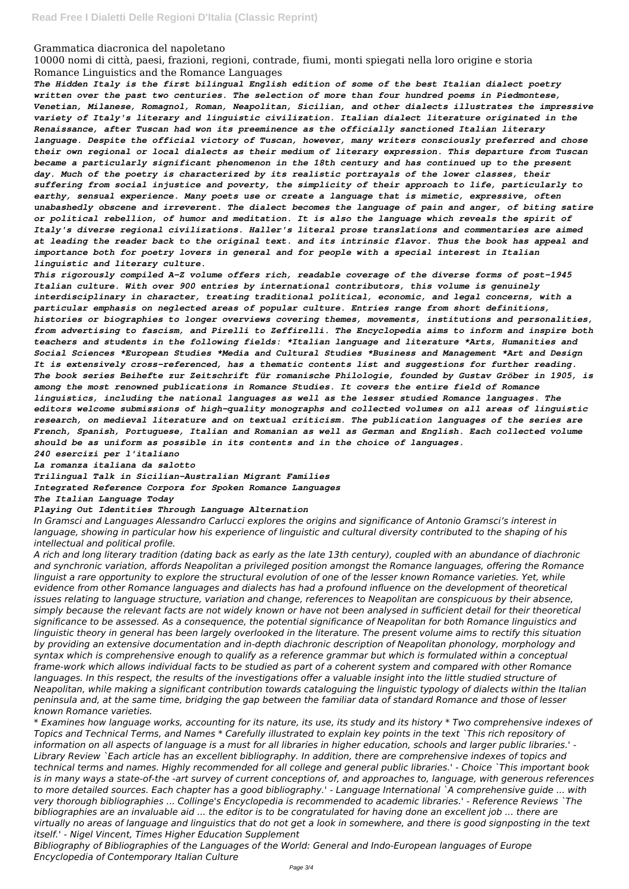Grammatica diacronica del napoletano

10000 nomi di città, paesi, frazioni, regioni, contrade, fiumi, monti spiegati nella loro origine e storia

Romance Linguistics and the Romance Languages

***The Hidden Italy is the first bilingual English edition of some of the best Italian dialect poetry written over the past two centuries. The selection of more than four hundred poems in Piedmontese, Venetian, Milanese, Romagnol, Roman, Neapolitan, Sicilian, and other dialects illustrates the impressive variety of Italy's literary and linguistic civilization. Italian dialect literature originated in the Renaissance, after Tuscan had won its preeminence as the officially sanctioned Italian literary language. Despite the official victory of Tuscan, however, many writers consciously preferred and chose their own regional or local dialects as their medium of literary expression. This departure from Tuscan became a particularly significant phenomenon in the 18th century and has continued up to the present day. Much of the poetry is characterized by its realistic portrayals of the lower classes, their suffering from social injustice and poverty, the simplicity of their approach to life, particularly to earthy, sensual experience. Many poets use or create a language that is mimetic, expressive, often unabashedly obscene and irreverent. The dialect becomes the language of pain and anger, of biting satire or political rebellion, of humor and meditation. It is also the language which reveals the spirit of Italy's diverse regional civilizations. Haller's literal prose translations and commentaries are aimed at leading the reader back to the original text. and its intrinsic flavor. Thus the book has appeal and importance both for poetry lovers in general and for people with a special interest in Italian linguistic and literary culture.***

***This rigorously compiled A-Z volume offers rich, readable coverage of the diverse forms of post-1945 Italian culture. With over 900 entries by international contributors, this volume is genuinely interdisciplinary in character, treating traditional political, economic, and legal concerns, with a particular emphasis on neglected areas of popular culture. Entries range from short definitions, histories or biographies to longer overviews covering themes, movements, institutions and personalities, from advertising to fascism, and Pirelli to Zeffirelli. The Encyclopedia aims to inform and inspire both teachers and students in the following fields: *Italian language and literature *Arts, Humanities and Social Sciences *European Studies *Media and Cultural Studies *Business and Management *Art and Design It is extensively cross-referenced, has a thematic contents list and suggestions for further reading.***

***The book series Beihefte zur Zeitschrift für romanische Philologie, founded by Gustav Gröber in 1905, is among the most renowned publications in Romance Studies. It covers the entire field of Romance linguistics, including the national languages as well as the lesser studied Romance languages. The editors welcome submissions of high-quality monographs and collected volumes on all areas of linguistic research, on medieval literature and on textual criticism. The publication languages of the series are French, Spanish, Portuguese, Italian and Romanian as well as German and English. Each collected volume should be as uniform as possible in its contents and in the choice of languages.***

***240 esercizi per l'italiano***

***La romanza italiana da salotto***

***Trilingual Talk in Sicilian-Australian Migrant Families***

***Integrated Reference Corpora for Spoken Romance Languages***

***The Italian Language Today***

***Playing Out Identities Through Language Alternation***

*In Gramsci and Languages Alessandro Carlucci explores the origins and significance of Antonio Gramsci's interest in language, showing in particular how his experience of linguistic and cultural diversity contributed to the shaping of his intellectual and political profile.*

*A rich and long literary tradition (dating back as early as the late 13th century), coupled with an abundance of diachronic and synchronic variation, affords Neapolitan a privileged position amongst the Romance languages, offering the Romance linguist a rare opportunity to explore the structural evolution of one of the lesser known Romance varieties. Yet, while evidence from other Romance languages and dialects has had a profound influence on the development of theoretical issues relating to language structure, variation and change, references to Neapolitan are conspicuous by their absence, simply because the relevant facts are not widely known or have not been analysed in sufficient detail for their theoretical significance to be assessed. As a consequence, the potential significance of Neapolitan for both Romance linguistics and linguistic theory in general has been largely overlooked in the literature. The present volume aims to rectify this situation by providing an extensive documentation and in-depth diachronic description of Neapolitan phonology, morphology and syntax which is comprehensive enough to qualify as a reference grammar but which is formulated within a conceptual frame-work which allows individual facts to be studied as part of a coherent system and compared with other Romance languages. In this respect, the results of the investigations offer a valuable insight into the little studied structure of Neapolitan, while making a significant contribution towards cataloguing the linguistic typology of dialects within the Italian peninsula and, at the same time, bridging the gap between the familiar data of standard Romance and those of lesser known Romance varieties.*

*\* Examines how language works, accounting for its nature, its use, its study and its history \* Two comprehensive indexes of Topics and Technical Terms, and Names \* Carefully illustrated to explain key points in the text `This rich repository of information on all aspects of language is a must for all libraries in higher education, schools and larger public libraries.' - Library Review `Each article has an excellent bibliography. In addition, there are comprehensive indexes of topics and technical terms and names. Highly recommended for all college and general public libraries.' - Choice `This important book is in many ways a state-of-the -art survey of current conceptions of, and approaches to, language, with generous references to more detailed sources. Each chapter has a good bibliography.' - Language International `A comprehensive guide ... with very thorough bibliographies ... Collinge's Encyclopedia is recommended to academic libraries.' - Reference Reviews `The bibliographies are an invaluable aid ... the editor is to be congratulated for having done an excellent job ... there are virtually no areas of language and linguistics that do not get a look in somewhere, and there is good signposting in the text itself.' - Nigel Vincent, Times Higher Education Supplement*

*Bibliography of Bibliographies of the Languages of the World: General and Indo-European languages of Europe*

*Encyclopedia of Contemporary Italian Culture*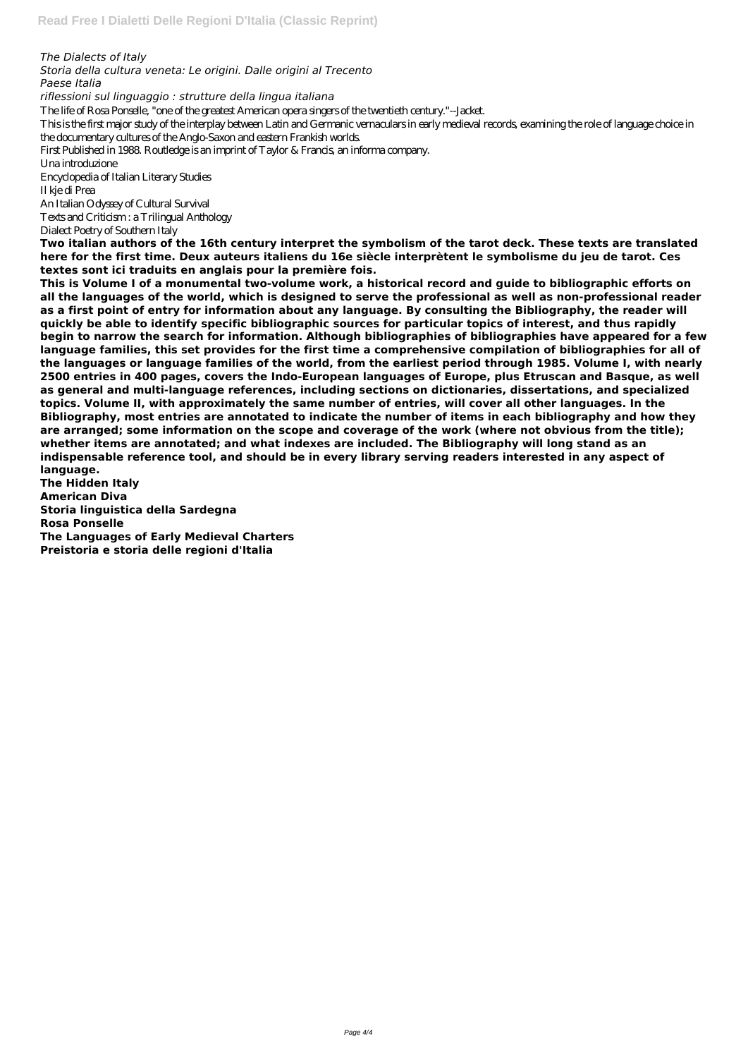*The Dialects of Italy*
*Storia della cultura veneta: Le origini. Dalle origini al Trecento*
*Paese Italia*
*riflessioni sul linguaggio : strutture della lingua italiana*

The life of Rosa Ponselle, "one of the greatest American opera singers of the twentieth century."--Jacket.

This is the first major study of the interplay between Latin and Germanic vernaculars in early medieval records, examining the role of language choice in the documentary cultures of the Anglo-Saxon and eastern Frankish worlds.

First Published in 1988. Routledge is an imprint of Taylor & Francis, an informa company.

Una introduzione
Encyclopedia of Italian Literary Studies
Il kje di Prea
An Italian Odyssey of Cultural Survival
Texts and Criticism : a Trilingual Anthology
Dialect Poetry of Southern Italy

**Two italian authors of the 16th century interpret the symbolism of the tarot deck. These texts are translated here for the first time. Deux auteurs italiens du 16e siècle interprètent le symbolisme du jeu de tarot. Ces textes sont ici traduits en anglais pour la première fois.**

**This is Volume I of a monumental two-volume work, a historical record and guide to bibliographic efforts on all the languages of the world, which is designed to serve the professional as well as non-professional reader as a first point of entry for information about any language. By consulting the Bibliography, the reader will quickly be able to identify specific bibliographic sources for particular topics of interest, and thus rapidly begin to narrow the search for information. Although bibliographies of bibliographies have appeared for a few language families, this set provides for the first time a comprehensive compilation of bibliographies for all of the languages or language families of the world, from the earliest period through 1985. Volume I, with nearly 2500 entries in 400 pages, covers the Indo-European languages of Europe, plus Etruscan and Basque, as well as general and multi-language references, including sections on dictionaries, dissertations, and specialized topics. Volume II, with approximately the same number of entries, will cover all other languages. In the Bibliography, most entries are annotated to indicate the number of items in each bibliography and how they are arranged; some information on the scope and coverage of the work (where not obvious from the title); whether items are annotated; and what indexes are included. The Bibliography will long stand as an indispensable reference tool, and should be in every library serving readers interested in any aspect of language.**

**The Hidden Italy**
**American Diva**
**Storia linguistica della Sardegna**
**Rosa Ponselle**
**The Languages of Early Medieval Charters**
**Preistoria e storia delle regioni d'Italia**